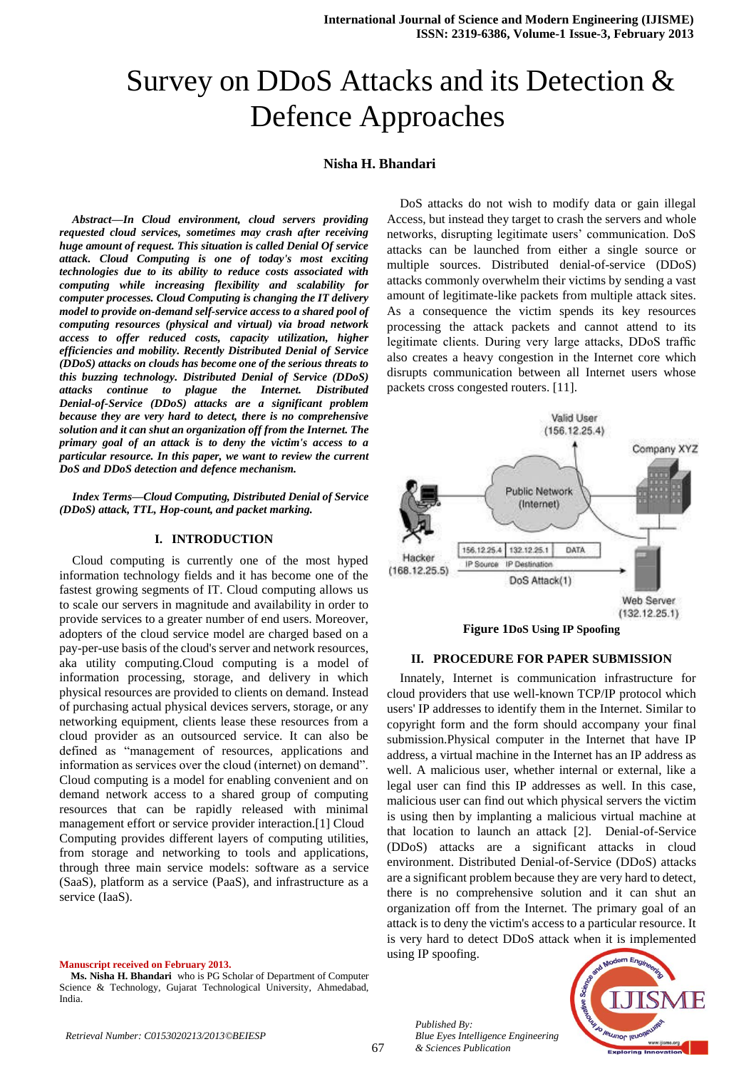# Survey on DDoS Attacks and its Detection & Defence Approaches

**Nisha H. Bhandari**

***Abstract—In Cloud environment, cloud servers providing requested cloud services, sometimes may crash after receiving huge amount of request. This situation is called Denial Of service attack. Cloud Computing is one of today's most exciting technologies due to its ability to reduce costs associated with computing while increasing flexibility and scalability for computer processes. Cloud Computing is changing the IT delivery model to provide on-demand self-service access to a shared pool of computing resources (physical and virtual) via broad network access to offer reduced costs, capacity utilization, higher efficiencies and mobility. Recently Distributed Denial of Service (DDoS) attacks on clouds has become one of the serious threats to this buzzing technology. Distributed Denial of Service (DDoS) attacks continue to plague the Internet. Distributed Denial-of-Service (DDoS) attacks are a significant problem because they are very hard to detect, there is no comprehensive solution and it can shut an organization off from the Internet. The primary goal of an attack is to deny the victim's access to a particular resource. In this paper, we want to review the current DoS and DDoS detection and defence mechanism.***

***Index Terms—Cloud Computing, Distributed Denial of Service (DDoS) attack, TTL, Hop-count, and packet marking.***

## I. INTRODUCTION

Cloud computing is currently one of the most hyped information technology fields and it has become one of the fastest growing segments of IT. Cloud computing allows us to scale our servers in magnitude and availability in order to provide services to a greater number of end users. Moreover, adopters of the cloud service model are charged based on a pay-per-use basis of the cloud's server and network resources, aka utility computing.Cloud computing is a model of information processing, storage, and delivery in which physical resources are provided to clients on demand. Instead of purchasing actual physical devices servers, storage, or any networking equipment, clients lease these resources from a cloud provider as an outsourced service. It can also be defined as "management of resources, applications and information as services over the cloud (internet) on demand". Cloud computing is a model for enabling convenient and on demand network access to a shared group of computing resources that can be rapidly released with minimal management effort or service provider interaction.[1] Cloud Computing provides different layers of computing utilities, from storage and networking to tools and applications, through three main service models: software as a service (SaaS), platform as a service (PaaS), and infrastructure as a service (IaaS).

DoS attacks do not wish to modify data or gain illegal Access, but instead they target to crash the servers and whole networks, disrupting legitimate users' communication. DoS attacks can be launched from either a single source or multiple sources. Distributed denial-of-service (DDoS) attacks commonly overwhelm their victims by sending a vast amount of legitimate-like packets from multiple attack sites. As a consequence the victim spends its key resources processing the attack packets and cannot attend to its legitimate clients. During very large attacks, DDoS traffic also creates a heavy congestion in the Internet core which disrupts communication between all Internet users whose packets cross congested routers. [11].

**Figure 1 DoS Using IP Spoofing**

## II. PROCEDURE FOR PAPER SUBMISSION

Innately, Internet is communication infrastructure for cloud providers that use well-known TCP/IP protocol which users' IP addresses to identify them in the Internet. Similar to copyright form and the form should accompany your final submission.Physical computer in the Internet that have IP address, a virtual machine in the Internet has an IP address as well. A malicious user, whether internal or external, like a legal user can find this IP addresses as well. In this case, malicious user can find out which physical servers the victim is using then by implanting a malicious virtual machine at that location to launch an attack [2]. Denial-of-Service (DDoS) attacks are a significant attacks in cloud environment. Distributed Denial-of-Service (DDoS) attacks are a significant problem because they are very hard to detect, there is no comprehensive solution and it can shut an organization off from the Internet. The primary goal of an attack is to deny the victim's access to a particular resource. It is very hard to detect DDoS attack when it is implemented using IP spoofing.

**Manuscript received on February 2013.**

**Ms. Nisha H. Bhandari** who is PG Scholar of Department of Computer Science & Technology, Gujarat Technological University, Ahmedabad, India.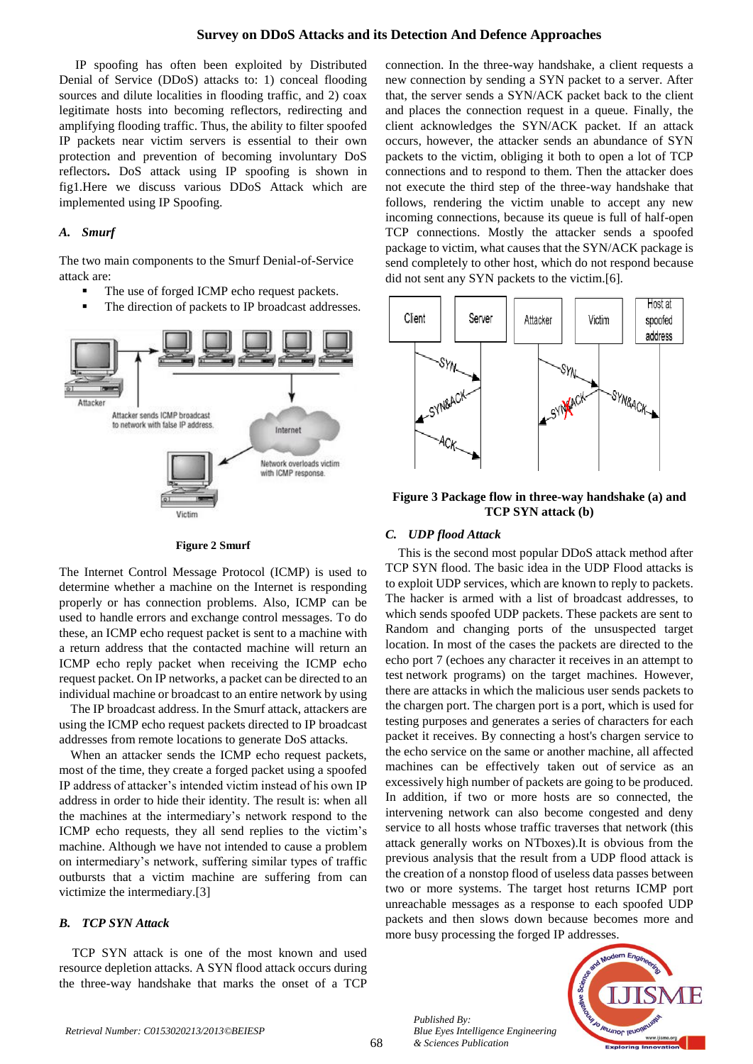IP spoofing has often been exploited by Distributed Denial of Service (DDoS) attacks to: 1) conceal flooding sources and dilute localities in flooding traffic, and 2) coax legitimate hosts into becoming reflectors, redirecting and amplifying flooding traffic. Thus, the ability to filter spoofed IP packets near victim servers is essential to their own protection and prevention of becoming involuntary DoS reflectors**.** DoS attack using IP spoofing is shown in fig1.Here we discuss various DDoS Attack which are implemented using IP Spoofing.

### *A. Smurf*

The two main components to the Smurf Denial-of-Service attack are:

- The use of forged ICMP echo request packets.
- The direction of packets to IP broadcast addresses.

**Figure 2 Smurf**

The Internet Control Message Protocol (ICMP) is used to determine whether a machine on the Internet is responding properly or has connection problems. Also, ICMP can be used to handle errors and exchange control messages. To do these, an ICMP echo request packet is sent to a machine with a return address that the contacted machine will return an ICMP echo reply packet when receiving the ICMP echo request packet. On IP networks, a packet can be directed to an individual machine or broadcast to an entire network by using

The IP broadcast address. In the Smurf attack, attackers are using the ICMP echo request packets directed to IP broadcast addresses from remote locations to generate DoS attacks.

When an attacker sends the ICMP echo request packets, most of the time, they create a forged packet using a spoofed IP address of attacker's intended victim instead of his own IP address in order to hide their identity. The result is: when all the machines at the intermediary's network respond to the ICMP echo requests, they all send replies to the victim's machine. Although we have not intended to cause a problem on intermediary's network, suffering similar types of traffic outbursts that a victim machine are suffering from can victimize the intermediary.[3]

### *B. TCP SYN Attack*

TCP SYN attack is one of the most known and used resource depletion attacks. A SYN flood attack occurs during the three-way handshake that marks the onset of a TCP connection. In the three-way handshake, a client requests a new connection by sending a SYN packet to a server. After that, the server sends a SYN/ACK packet back to the client and places the connection request in a queue. Finally, the client acknowledges the SYN/ACK packet. If an attack occurs, however, the attacker sends an abundance of SYN packets to the victim, obliging it both to open a lot of TCP connections and to respond to them. Then the attacker does not execute the third step of the three-way handshake that follows, rendering the victim unable to accept any new incoming connections, because its queue is full of half-open TCP connections. Mostly the attacker sends a spoofed package to victim, what causes that the SYN/ACK package is send completely to other host, which do not respond because did not sent any SYN packets to the victim.[6].

**Figure 3 Package flow in three-way handshake (a) and TCP SYN attack (b)**

### *C. UDP flood Attack*

This is the second most popular DDoS attack method after TCP SYN flood. The basic idea in the UDP Flood attacks is to exploit UDP services, which are known to reply to packets. The hacker is armed with a list of broadcast addresses, to which sends spoofed UDP packets. These packets are sent to Random and changing ports of the unsuspected target location. In most of the cases the packets are directed to the echo port 7 (echoes any character it receives in an attempt to test network programs) on the target machines. However, there are attacks in which the malicious user sends packets to the chargen port. The chargen port is a port, which is used for testing purposes and generates a series of characters for each packet it receives. By connecting a host's chargen service to the echo service on the same or another machine, all affected machines can be effectively taken out of service as an excessively high number of packets are going to be produced. In addition, if two or more hosts are so connected, the intervening network can also become congested and deny service to all hosts whose traffic traverses that network (this attack generally works on NTboxes).It is obvious from the previous analysis that the result from a UDP flood attack is the creation of a nonstop flood of useless data passes between two or more systems. The target host returns ICMP port unreachable messages as a response to each spoofed UDP packets and then slows down because becomes more and more busy processing the forged IP addresses.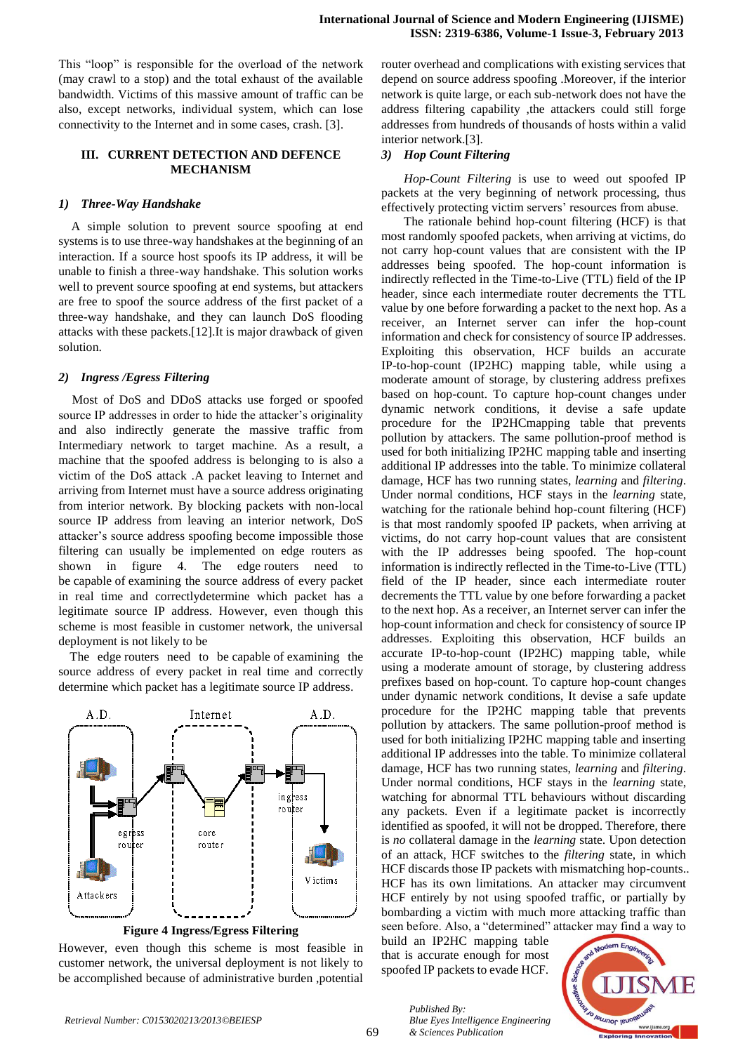This "loop" is responsible for the overload of the network (may crawl to a stop) and the total exhaust of the available bandwidth. Victims of this massive amount of traffic can be also, except networks, individual system, which can lose connectivity to the Internet and in some cases, crash. [3].

## III. CURRENT DETECTION AND DEFENCE MECHANISM

### *1) Three-Way Handshake*

A simple solution to prevent source spoofing at end systems is to use three-way handshakes at the beginning of an interaction. If a source host spoofs its IP address, it will be unable to finish a three-way handshake. This solution works well to prevent source spoofing at end systems, but attackers are free to spoof the source address of the first packet of a three-way handshake, and they can launch DoS flooding attacks with these packets.[12].It is major drawback of given solution.

### *2) Ingress /Egress Filtering*

Most of DoS and DDoS attacks use forged or spoofed source IP addresses in order to hide the attacker's originality and also indirectly generate the massive traffic from Intermediary network to target machine. As a result, a machine that the spoofed address is belonging to is also a victim of the DoS attack .A packet leaving to Internet and arriving from Internet must have a source address originating from interior network. By blocking packets with non-local source IP address from leaving an interior network, DoS attacker's source address spoofing become impossible those filtering can usually be implemented on edge routers as shown in figure 4. The edge routers need to be capable of examining the source address of every packet in real time and correctlydetermine which packet has a legitimate source IP address. However, even though this scheme is most feasible in customer network, the universal deployment is not likely to be

The edge routers need to be capable of examining the source address of every packet in real time and correctly determine which packet has a legitimate source IP address.

**Figure 4 Ingress/Egress Filtering**

However, even though this scheme is most feasible in customer network, the universal deployment is not likely to be accomplished because of administrative burden ,potential router overhead and complications with existing services that depend on source address spoofing .Moreover, if the interior network is quite large, or each sub-network does not have the address filtering capability ,the attackers could still forge addresses from hundreds of thousands of hosts within a valid interior network.[3].

### *3) Hop Count Filtering*

*Hop-Count Filtering* is use to weed out spoofed IP packets at the very beginning of network processing, thus effectively protecting victim servers' resources from abuse.

The rationale behind hop-count filtering (HCF) is that most randomly spoofed packets, when arriving at victims, do not carry hop-count values that are consistent with the IP addresses being spoofed. The hop-count information is indirectly reflected in the Time-to-Live (TTL) field of the IP header, since each intermediate router decrements the TTL value by one before forwarding a packet to the next hop. As a receiver, an Internet server can infer the hop-count information and check for consistency of source IP addresses. Exploiting this observation, HCF builds an accurate IP-to-hop-count (IP2HC) mapping table, while using a moderate amount of storage, by clustering address prefixes based on hop-count. To capture hop-count changes under dynamic network conditions, it devise a safe update procedure for the IP2HCmapping table that prevents pollution by attackers. The same pollution-proof method is used for both initializing IP2HC mapping table and inserting additional IP addresses into the table. To minimize collateral damage, HCF has two running states, *learning* and *filtering*. Under normal conditions, HCF stays in the *learning* state, watching for the rationale behind hop-count filtering (HCF) is that most randomly spoofed IP packets, when arriving at victims, do not carry hop-count values that are consistent with the IP addresses being spoofed. The hop-count information is indirectly reflected in the Time-to-Live (TTL) field of the IP header, since each intermediate router decrements the TTL value by one before forwarding a packet to the next hop. As a receiver, an Internet server can infer the hop-count information and check for consistency of source IP addresses. Exploiting this observation, HCF builds an accurate IP-to-hop-count (IP2HC) mapping table, while using a moderate amount of storage, by clustering address prefixes based on hop-count. To capture hop-count changes under dynamic network conditions, It devise a safe update procedure for the IP2HC mapping table that prevents pollution by attackers. The same pollution-proof method is used for both initializing IP2HC mapping table and inserting additional IP addresses into the table. To minimize collateral damage, HCF has two running states, *learning* and *filtering*. Under normal conditions, HCF stays in the *learning* state, watching for abnormal TTL behaviours without discarding any packets. Even if a legitimate packet is incorrectly identified as spoofed, it will not be dropped. Therefore, there is *no* collateral damage in the *learning* state. Upon detection of an attack, HCF switches to the *filtering* state, in which HCF discards those IP packets with mismatching hop-counts.. HCF has its own limitations. An attacker may circumvent HCF entirely by not using spoofed traffic, or partially by bombarding a victim with much more attacking traffic than seen before. Also, a "determined" attacker may find a way to build an IP2HC mapping table that is accurate enough for most spoofed IP packets to evade HCF.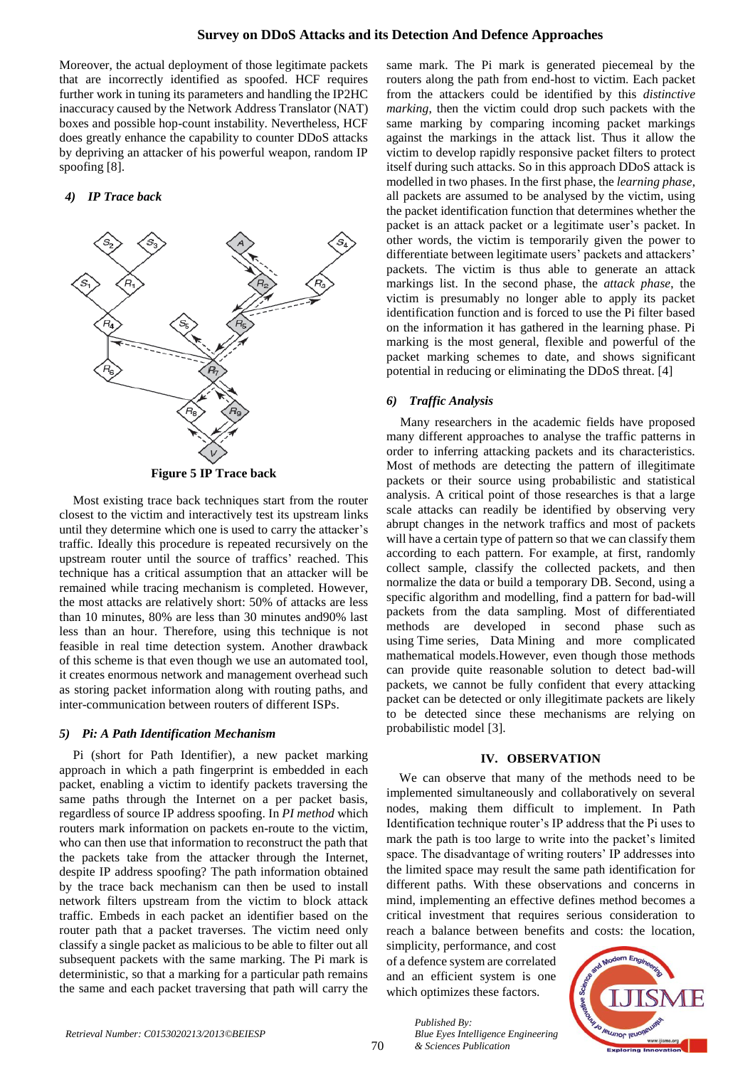Moreover, the actual deployment of those legitimate packets that are incorrectly identified as spoofed. HCF requires further work in tuning its parameters and handling the IP2HC inaccuracy caused by the Network Address Translator (NAT) boxes and possible hop-count instability. Nevertheless, HCF does greatly enhance the capability to counter DDoS attacks by depriving an attacker of his powerful weapon, random IP spoofing [8].

#### *4) IP Trace back*

**Figure 5 IP Trace back**

Most existing trace back techniques start from the router closest to the victim and interactively test its upstream links until they determine which one is used to carry the attacker's traffic. Ideally this procedure is repeated recursively on the upstream router until the source of traffics' reached. This technique has a critical assumption that an attacker will be remained while tracing mechanism is completed. However, the most attacks are relatively short: 50% of attacks are less than 10 minutes, 80% are less than 30 minutes and90% last less than an hour. Therefore, using this technique is not feasible in real time detection system. Another drawback of this scheme is that even though we use an automated tool, it creates enormous network and management overhead such as storing packet information along with routing paths, and inter-communication between routers of different ISPs.

#### *5) Pi: A Path Identification Mechanism*

Pi (short for Path Identifier), a new packet marking approach in which a path fingerprint is embedded in each packet, enabling a victim to identify packets traversing the same paths through the Internet on a per packet basis, regardless of source IP address spoofing. In *PI method* which routers mark information on packets en-route to the victim, who can then use that information to reconstruct the path that the packets take from the attacker through the Internet, despite IP address spoofing? The path information obtained by the trace back mechanism can then be used to install network filters upstream from the victim to block attack traffic. Embeds in each packet an identifier based on the router path that a packet traverses. The victim need only classify a single packet as malicious to be able to filter out all subsequent packets with the same marking. The Pi mark is deterministic, so that a marking for a particular path remains the same and each packet traversing that path will carry the same mark. The Pi mark is generated piecemeal by the routers along the path from end-host to victim. Each packet from the attackers could be identified by this *distinctive marking*, then the victim could drop such packets with the same marking by comparing incoming packet markings against the markings in the attack list. Thus it allow the victim to develop rapidly responsive packet filters to protect itself during such attacks. So in this approach DDoS attack is modelled in two phases. In the first phase, the *learning phase*, all packets are assumed to be analysed by the victim, using the packet identification function that determines whether the packet is an attack packet or a legitimate user's packet. In other words, the victim is temporarily given the power to differentiate between legitimate users' packets and attackers' packets. The victim is thus able to generate an attack markings list. In the second phase, the *attack phase*, the victim is presumably no longer able to apply its packet identification function and is forced to use the Pi filter based on the information it has gathered in the learning phase. Pi marking is the most general, flexible and powerful of the packet marking schemes to date, and shows significant potential in reducing or eliminating the DDoS threat. [4]

#### *6) Traffic Analysis*

Many researchers in the academic fields have proposed many different approaches to analyse the traffic patterns in order to inferring attacking packets and its characteristics. Most of methods are detecting the pattern of illegitimate packets or their source using probabilistic and statistical analysis. A critical point of those researches is that a large scale attacks can readily be identified by observing very abrupt changes in the network traffics and most of packets will have a certain type of pattern so that we can classify them according to each pattern. For example, at first, randomly collect sample, classify the collected packets, and then normalize the data or build a temporary DB. Second, using a specific algorithm and modelling, find a pattern for bad-will packets from the data sampling. Most of differentiated methods are developed in second phase such as using Time series, Data Mining and more complicated mathematical models.However, even though those methods can provide quite reasonable solution to detect bad-will packets, we cannot be fully confident that every attacking packet can be detected or only illegitimate packets are likely to be detected since these mechanisms are relying on probabilistic model [3].

## IV. OBSERVATION

We can observe that many of the methods need to be implemented simultaneously and collaboratively on several nodes, making them difficult to implement. In Path Identification technique router's IP address that the Pi uses to mark the path is too large to write into the packet's limited space. The disadvantage of writing routers' IP addresses into the limited space may result the same path identification for different paths. With these observations and concerns in mind, implementing an effective defines method becomes a critical investment that requires serious consideration to reach a balance between benefits and costs: the location, simplicity, performance, and cost of a defence system are correlated and an efficient system is one which optimizes these factors.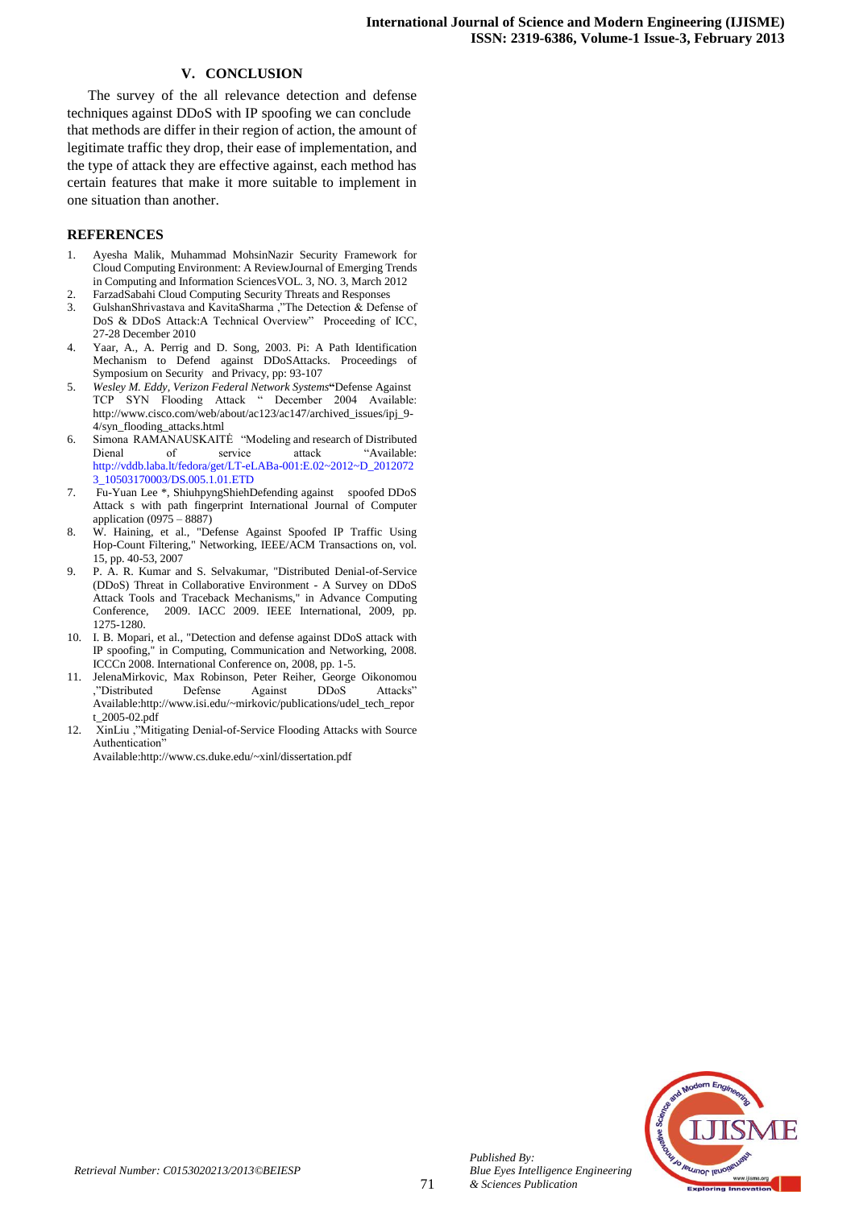## V. CONCLUSION

The survey of the all relevance detection and defense techniques against DDoS with IP spoofing we can conclude that methods are differ in their region of action, the amount of legitimate traffic they drop, their ease of implementation, and the type of attack they are effective against, each method has certain features that make it more suitable to implement in one situation than another.

## REFERENCES

1. Ayesha Malik, Muhammad MohsinNazir Security Framework for Cloud Computing Environment: A ReviewJournal of Emerging Trends in Computing and Information SciencesVOL. 3, NO. 3, March 2012
2. FarzadSabahi Cloud Computing Security Threats and Responses
3. GulshanShrivastava and KavitaSharma ,"The Detection & Defense of DoS & DDoS Attack:A Technical Overview" Proceeding of ICC, 27-28 December 2010
4. Yaar, A., A. Perrig and D. Song, 2003. Pi: A Path Identification Mechanism to Defend against DDoSAttacks. Proceedings of Symposium on Security and Privacy, pp: 93-107
5. *Wesley M. Eddy, Verizon Federal Network Systems*"Defense Against TCP SYN Flooding Attack " December 2004 Available: http://www.cisco.com/web/about/ac123/ac147/archived_issues/ipj_9-4/syn_flooding_attacks.html
6. Simona RAMANAUSKAITĖ "Modeling and research of Distributed Dienal of service attack "Available: http://vddb.laba.lt/fedora/get/LT-eLABa-001:E.02~2012~D_20120723_10503170003/DS.005.1.01.ETD
7. Fu-Yuan Lee *, ShiuhpyngShiehDefending against spoofed DDoS Attack s with path fingerprint International Journal of Computer application (0975 – 8887)
8. W. Haining, et al., "Defense Against Spoofed IP Traffic Using Hop-Count Filtering," Networking, IEEE/ACM Transactions on, vol. 15, pp. 40-53, 2007
9. P. A. R. Kumar and S. Selvakumar, "Distributed Denial-of-Service (DDoS) Threat in Collaborative Environment - A Survey on DDoS Attack Tools and Traceback Mechanisms," in Advance Computing Conference, 2009. IACC 2009. IEEE International, 2009, pp. 1275-1280.
10. I. B. Mopari, et al., "Detection and defense against DDoS attack with IP spoofing," in Computing, Communication and Networking, 2008. ICCCn 2008. International Conference on, 2008, pp. 1-5.
11. JelenaMirkovic, Max Robinson, Peter Reiher, George Oikonomou ,"Distributed Defense Against DDoS Attacks" Available:http://www.isi.edu/~mirkovic/publications/udel_tech_report_2005-02.pdf
12. XinLiu ,"Mitigating Denial-of-Service Flooding Attacks with Source Authentication" Available:http://www.cs.duke.edu/~xinl/dissertation.pdf